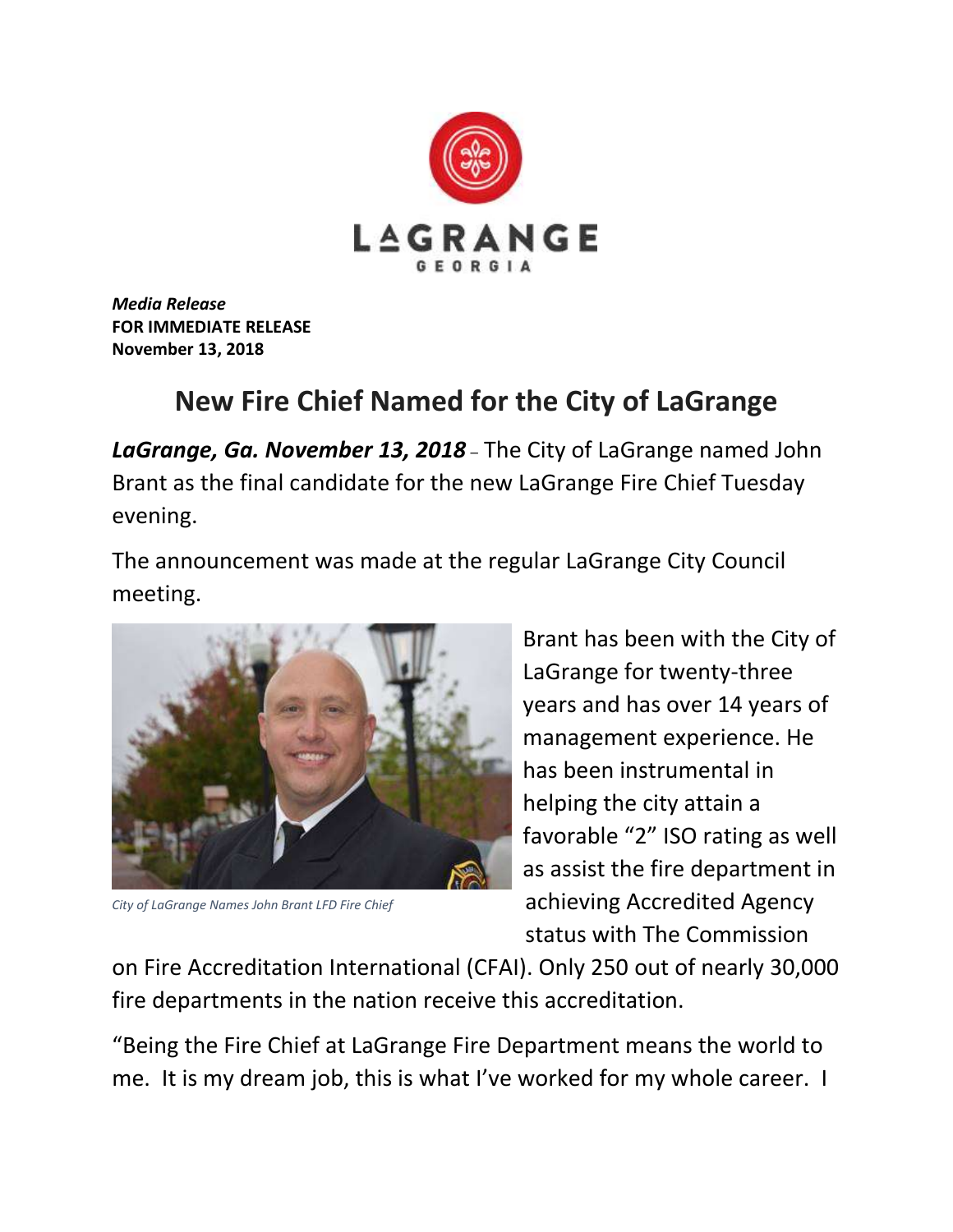*Media Release*
**FOR IMMEDIATE RELEASE**
**November 13, 2018**

# New Fire Chief Named for the City of LaGrange

***LaGrange, Ga. November 13, 2018*** – The City of LaGrange named John Brant as the final candidate for the new LaGrange Fire Chief Tuesday evening.

The announcement was made at the regular LaGrange City Council meeting.

*City of LaGrange Names John Brant LFD Fire Chief*

Brant has been with the City of LaGrange for twenty-three years and has over 14 years of management experience. He has been instrumental in helping the city attain a favorable "2" ISO rating as well as assist the fire department in achieving Accredited Agency status with The Commission on Fire Accreditation International (CFAI). Only 250 out of nearly 30,000 fire departments in the nation receive this accreditation.

"Being the Fire Chief at LaGrange Fire Department means the world to me. It is my dream job, this is what I've worked for my whole career. I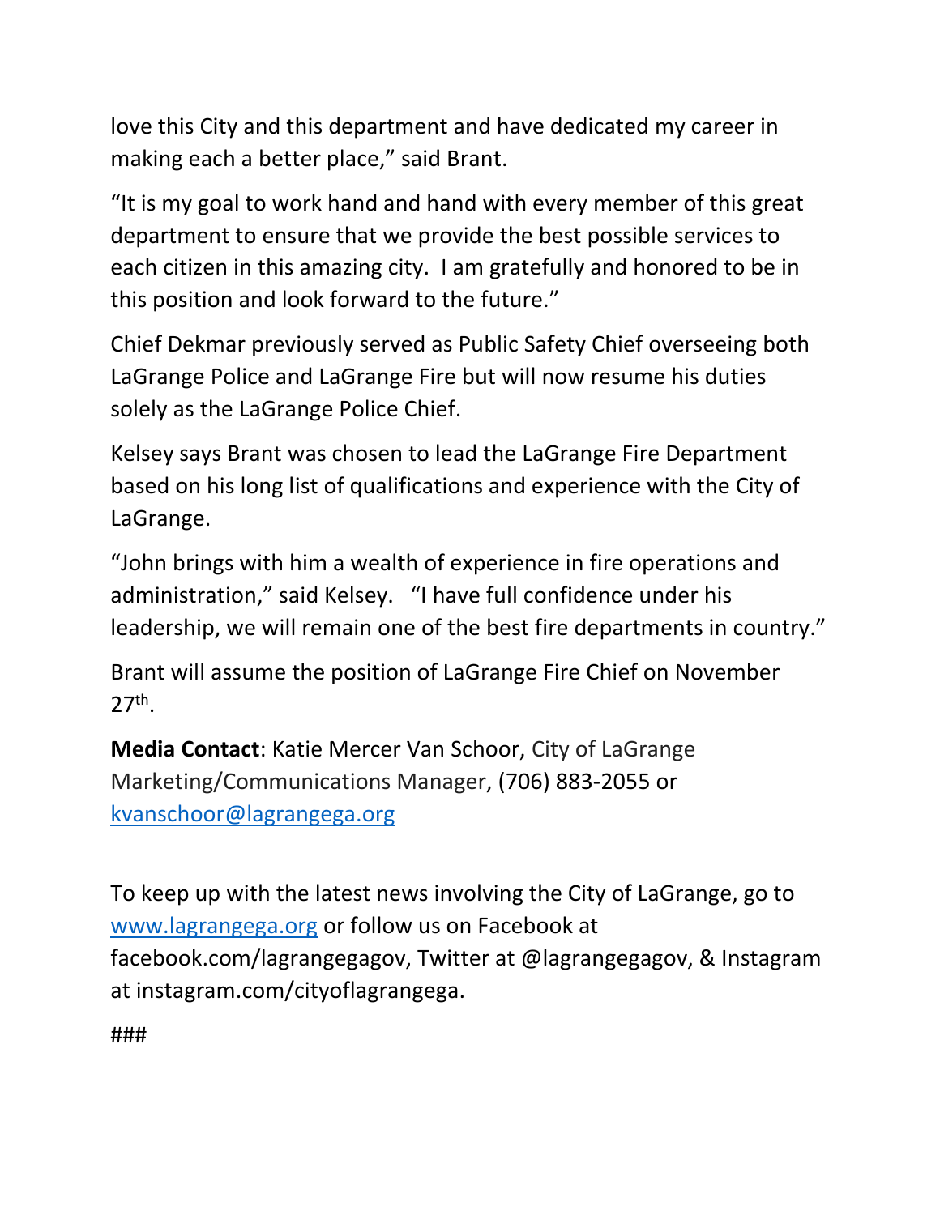love this City and this department and have dedicated my career in making each a better place," said Brant.

"It is my goal to work hand and hand with every member of this great department to ensure that we provide the best possible services to each citizen in this amazing city.  I am gratefully and honored to be in this position and look forward to the future."

Chief Dekmar previously served as Public Safety Chief overseeing both LaGrange Police and LaGrange Fire but will now resume his duties solely as the LaGrange Police Chief.

Kelsey says Brant was chosen to lead the LaGrange Fire Department based on his long list of qualifications and experience with the City of LaGrange.

"John brings with him a wealth of experience in fire operations and administration," said Kelsey.   "I have full confidence under his leadership, we will remain one of the best fire departments in country."

Brant will assume the position of LaGrange Fire Chief on November 27th.

**Media Contact**: Katie Mercer Van Schoor, City of LaGrange Marketing/Communications Manager, (706) 883-2055 or [kvanschoor@lagrangega.org](mailto:kvanschoor@lagrangega.org)

To keep up with the latest news involving the City of LaGrange, go to [www.lagrangega.org](http://www.lagrangega.org) or follow us on Facebook at facebook.com/lagrangegagov, Twitter at @lagrangegagov, & Instagram at instagram.com/cityoflagrangega.

###